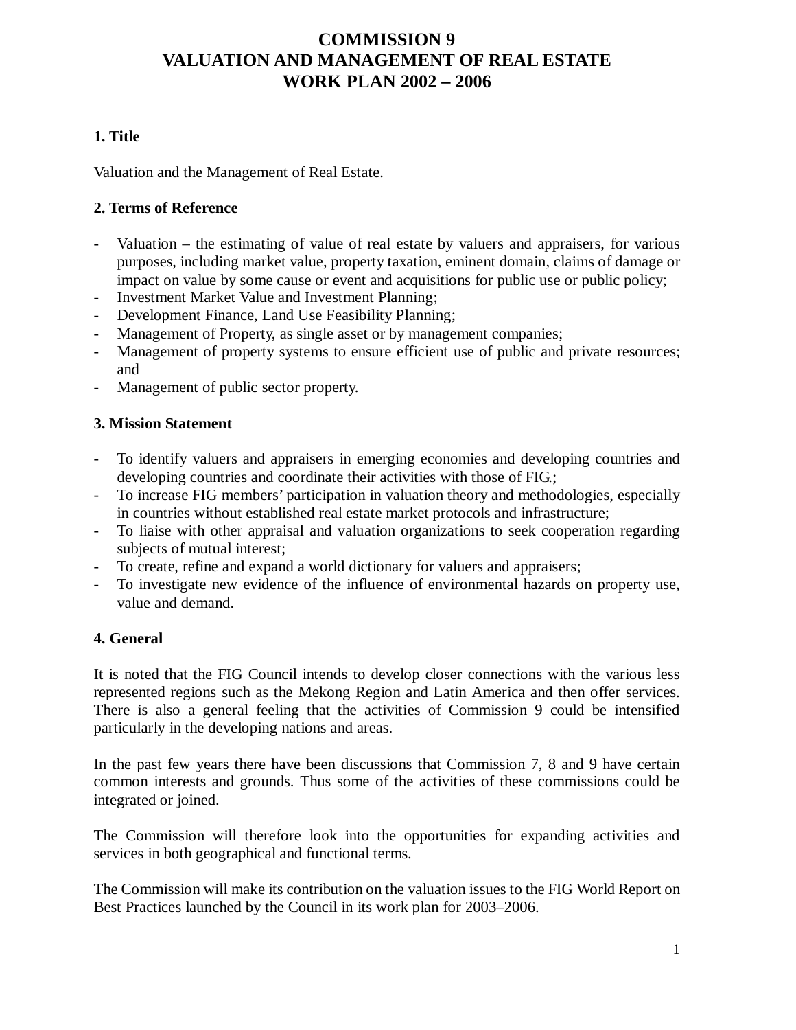# COMMISSION 9
# VALUATION AND MANAGEMENT OF REAL ESTATE
# WORK PLAN 2002 – 2006

## 1. Title

Valuation and the Management of Real Estate.

## 2. Terms of Reference

- Valuation – the estimating of value of real estate by valuers and appraisers, for various purposes, including market value, property taxation, eminent domain, claims of damage or impact on value by some cause or event and acquisitions for public use or public policy;
- Investment Market Value and Investment Planning;
- Development Finance, Land Use Feasibility Planning;
- Management of Property, as single asset or by management companies;
- Management of property systems to ensure efficient use of public and private resources; and
- Management of public sector property.

## 3. Mission Statement

- To identify valuers and appraisers in emerging economies and developing countries and developing countries and coordinate their activities with those of FIG.;
- To increase FIG members' participation in valuation theory and methodologies, especially in countries without established real estate market protocols and infrastructure;
- To liaise with other appraisal and valuation organizations to seek cooperation regarding subjects of mutual interest;
- To create, refine and expand a world dictionary for valuers and appraisers;
- To investigate new evidence of the influence of environmental hazards on property use, value and demand.

## 4. General

It is noted that the FIG Council intends to develop closer connections with the various less represented regions such as the Mekong Region and Latin America and then offer services. There is also a general feeling that the activities of Commission 9 could be intensified particularly in the developing nations and areas.

In the past few years there have been discussions that Commission 7, 8 and 9 have certain common interests and grounds. Thus some of the activities of these commissions could be integrated or joined.

The Commission will therefore look into the opportunities for expanding activities and services in both geographical and functional terms.

The Commission will make its contribution on the valuation issues to the FIG World Report on Best Practices launched by the Council in its work plan for 2003–2006.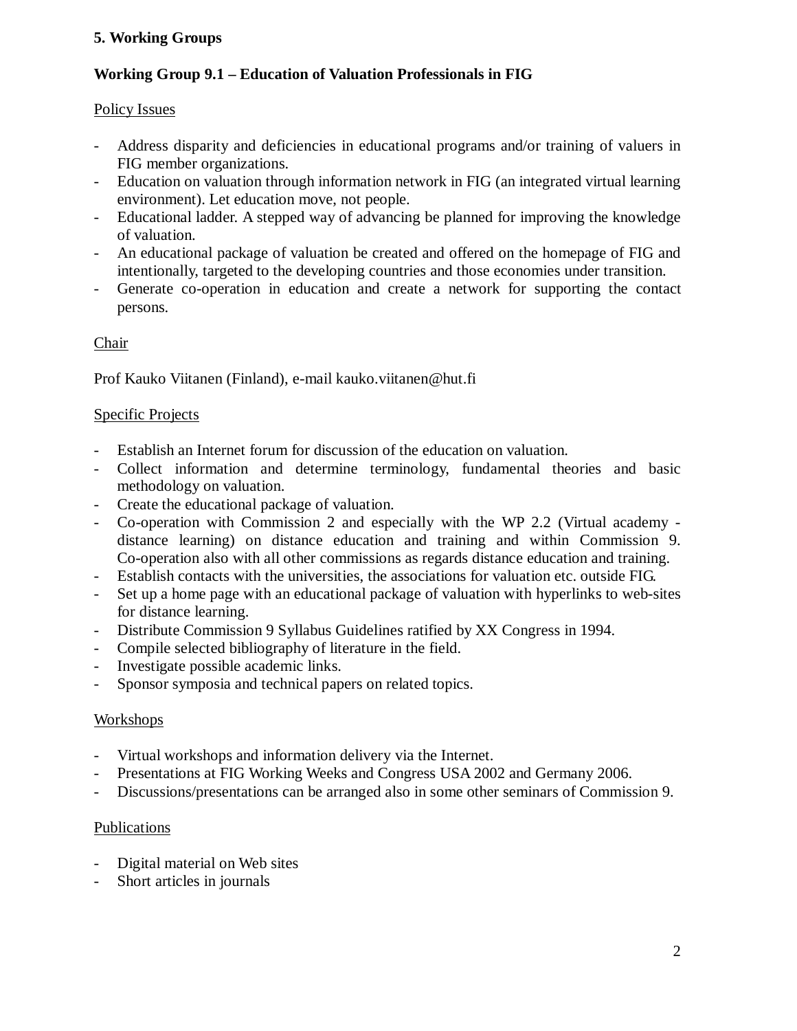## 5. Working Groups

### Working Group 9.1 – Education of Valuation Professionals in FIG

Policy Issues

- Address disparity and deficiencies in educational programs and/or training of valuers in FIG member organizations.
- Education on valuation through information network in FIG (an integrated virtual learning environment). Let education move, not people.
- Educational ladder. A stepped way of advancing be planned for improving the knowledge of valuation.
- An educational package of valuation be created and offered on the homepage of FIG and intentionally, targeted to the developing countries and those economies under transition.
- Generate co-operation in education and create a network for supporting the contact persons.

Chair

Prof Kauko Viitanen (Finland), e-mail kauko.viitanen@hut.fi

Specific Projects

- Establish an Internet forum for discussion of the education on valuation.
- Collect information and determine terminology, fundamental theories and basic methodology on valuation.
- Create the educational package of valuation.
- Co-operation with Commission 2 and especially with the WP 2.2 (Virtual academy - distance learning) on distance education and training and within Commission 9. Co-operation also with all other commissions as regards distance education and training.
- Establish contacts with the universities, the associations for valuation etc. outside FIG.
- Set up a home page with an educational package of valuation with hyperlinks to web-sites for distance learning.
- Distribute Commission 9 Syllabus Guidelines ratified by XX Congress in 1994.
- Compile selected bibliography of literature in the field.
- Investigate possible academic links.
- Sponsor symposia and technical papers on related topics.

Workshops

- Virtual workshops and information delivery via the Internet.
- Presentations at FIG Working Weeks and Congress USA 2002 and Germany 2006.
- Discussions/presentations can be arranged also in some other seminars of Commission 9.

Publications

- Digital material on Web sites
- Short articles in journals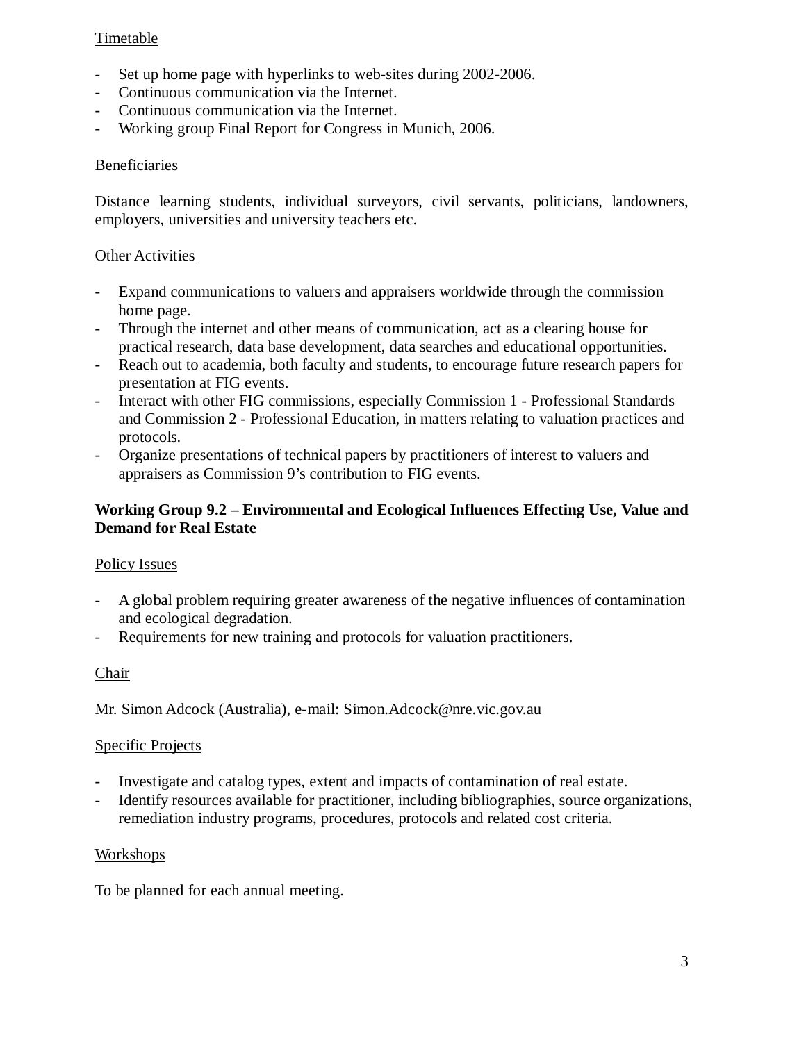Timetable

- Set up home page with hyperlinks to web-sites during 2002-2006.
- Continuous communication via the Internet.
- Continuous communication via the Internet.
- Working group Final Report for Congress in Munich, 2006.

Beneficiaries

Distance learning students, individual surveyors, civil servants, politicians, landowners, employers, universities and university teachers etc.

Other Activities

- Expand communications to valuers and appraisers worldwide through the commission home page.
- Through the internet and other means of communication, act as a clearing house for practical research, data base development, data searches and educational opportunities.
- Reach out to academia, both faculty and students, to encourage future research papers for presentation at FIG events.
- Interact with other FIG commissions, especially Commission 1 - Professional Standards and Commission 2 - Professional Education, in matters relating to valuation practices and protocols.
- Organize presentations of technical papers by practitioners of interest to valuers and appraisers as Commission 9's contribution to FIG events.

**Working Group 9.2 – Environmental and Ecological Influences Effecting Use, Value and Demand for Real Estate**

Policy Issues

- A global problem requiring greater awareness of the negative influences of contamination and ecological degradation.
- Requirements for new training and protocols for valuation practitioners.

Chair

Mr. Simon Adcock (Australia), e-mail: Simon.Adcock@nre.vic.gov.au

Specific Projects

- Investigate and catalog types, extent and impacts of contamination of real estate.
- Identify resources available for practitioner, including bibliographies, source organizations, remediation industry programs, procedures, protocols and related cost criteria.

Workshops

To be planned for each annual meeting.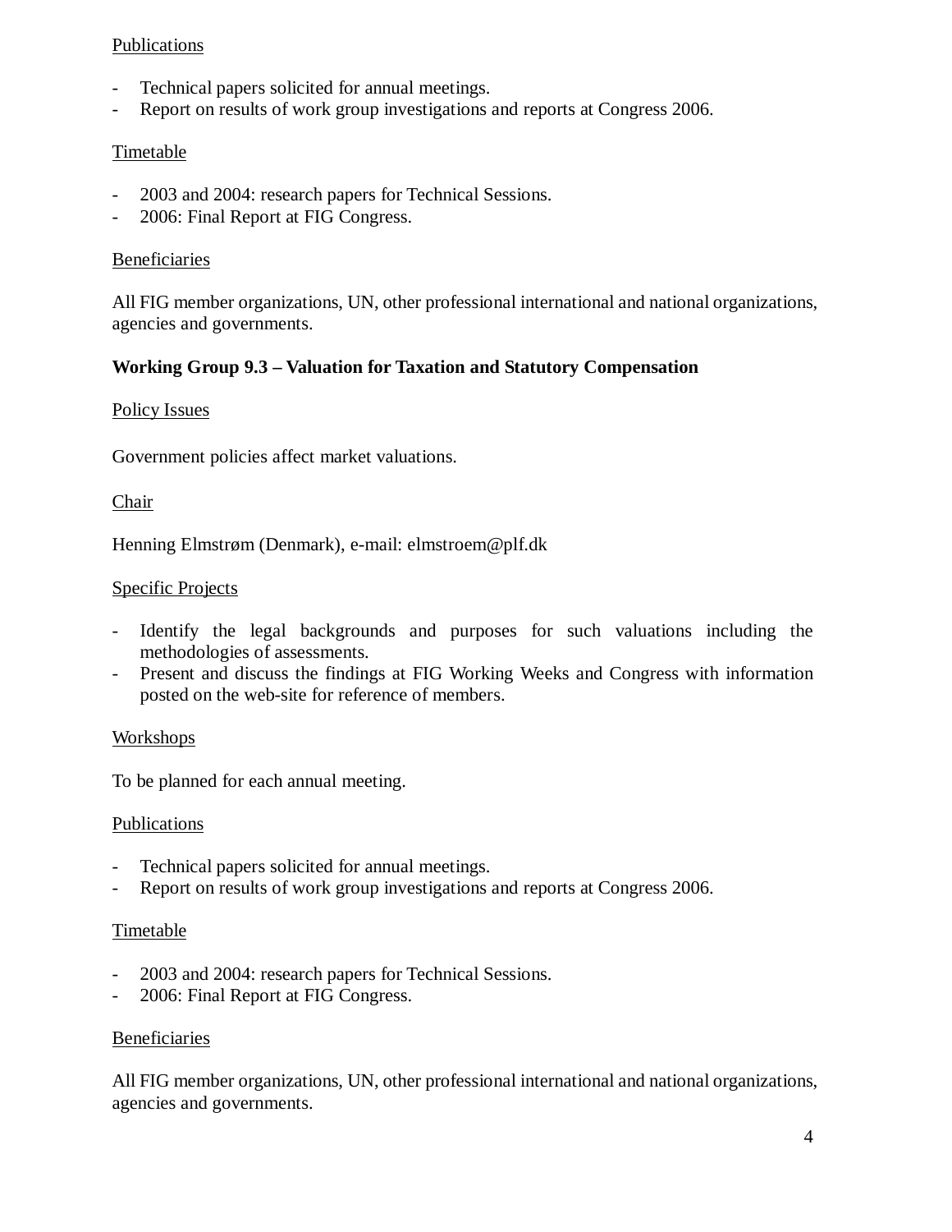Publications

- Technical papers solicited for annual meetings.
- Report on results of work group investigations and reports at Congress 2006.

Timetable

- 2003 and 2004: research papers for Technical Sessions.
- 2006: Final Report at FIG Congress.

Beneficiaries

All FIG member organizations, UN, other professional international and national organizations, agencies and governments.

**Working Group 9.3 – Valuation for Taxation and Statutory Compensation**

Policy Issues

Government policies affect market valuations.

Chair

Henning Elmstrøm (Denmark), e-mail: elmstroem@plf.dk

Specific Projects

- Identify the legal backgrounds and purposes for such valuations including the methodologies of assessments.
- Present and discuss the findings at FIG Working Weeks and Congress with information posted on the web-site for reference of members.

Workshops

To be planned for each annual meeting.

Publications

- Technical papers solicited for annual meetings.
- Report on results of work group investigations and reports at Congress 2006.

Timetable

- 2003 and 2004: research papers for Technical Sessions.
- 2006: Final Report at FIG Congress.

Beneficiaries

All FIG member organizations, UN, other professional international and national organizations, agencies and governments.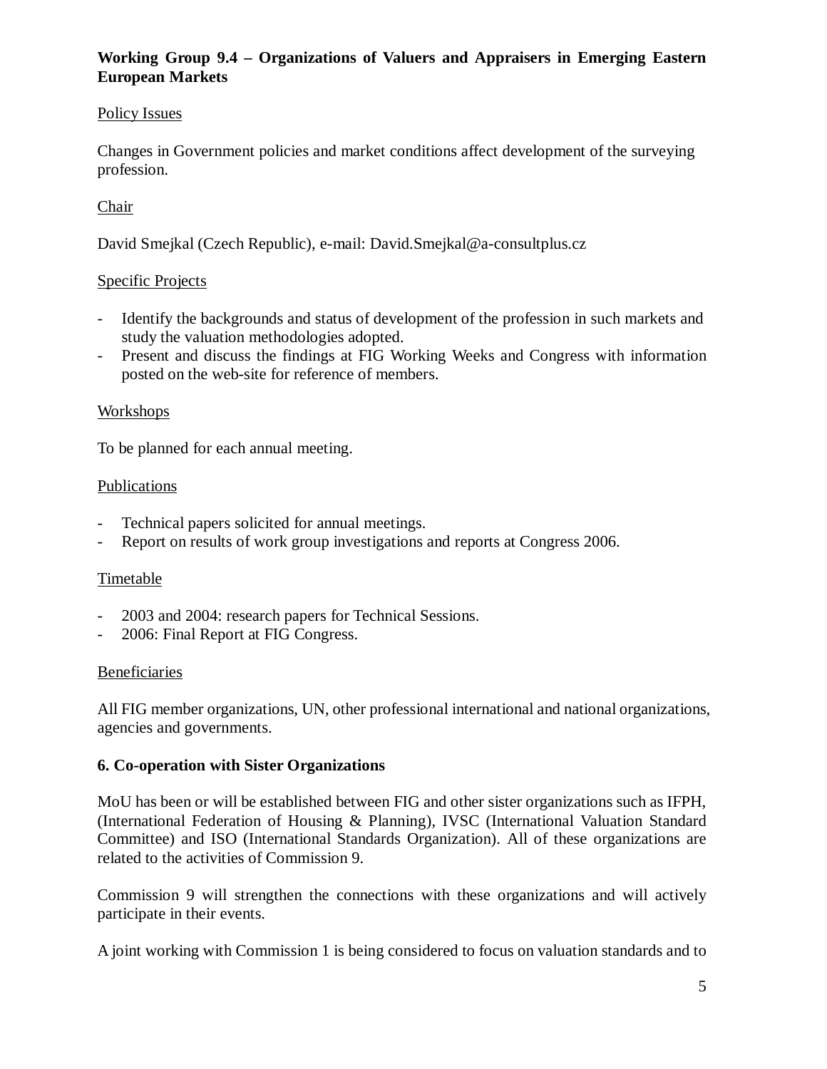**Working Group 9.4 – Organizations of Valuers and Appraisers in Emerging Eastern European Markets**

Policy Issues

Changes in Government policies and market conditions affect development of the surveying profession.

Chair

David Smejkal (Czech Republic), e-mail: David.Smejkal@a-consultplus.cz

Specific Projects

- Identify the backgrounds and status of development of the profession in such markets and study the valuation methodologies adopted.
- Present and discuss the findings at FIG Working Weeks and Congress with information posted on the web-site for reference of members.

Workshops

To be planned for each annual meeting.

Publications

- Technical papers solicited for annual meetings.
- Report on results of work group investigations and reports at Congress 2006.

Timetable

- 2003 and 2004: research papers for Technical Sessions.
- 2006: Final Report at FIG Congress.

Beneficiaries

All FIG member organizations, UN, other professional international and national organizations, agencies and governments.

## 6. Co-operation with Sister Organizations

MoU has been or will be established between FIG and other sister organizations such as IFPH, (International Federation of Housing & Planning), IVSC (International Valuation Standard Committee) and ISO (International Standards Organization). All of these organizations are related to the activities of Commission 9.

Commission 9 will strengthen the connections with these organizations and will actively participate in their events.

A joint working with Commission 1 is being considered to focus on valuation standards and to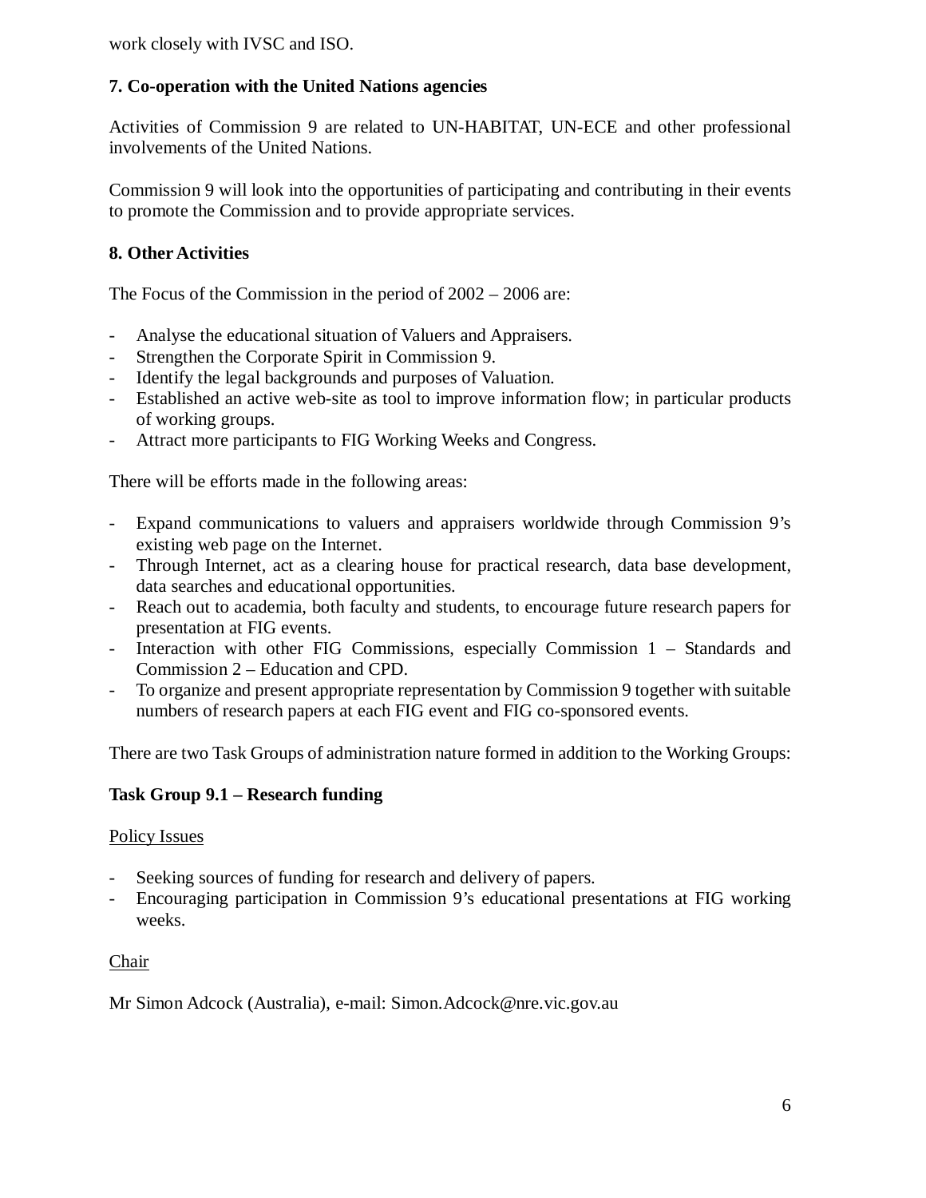work closely with IVSC and ISO.

**7. Co-operation with the United Nations agencies**

Activities of Commission 9 are related to UN-HABITAT, UN-ECE and other professional involvements of the United Nations.

Commission 9 will look into the opportunities of participating and contributing in their events to promote the Commission and to provide appropriate services.

**8. Other Activities**

The Focus of the Commission in the period of 2002 – 2006 are:

- Analyse the educational situation of Valuers and Appraisers.
- Strengthen the Corporate Spirit in Commission 9.
- Identify the legal backgrounds and purposes of Valuation.
- Established an active web-site as tool to improve information flow; in particular products of working groups.
- Attract more participants to FIG Working Weeks and Congress.

There will be efforts made in the following areas:

- Expand communications to valuers and appraisers worldwide through Commission 9's existing web page on the Internet.
- Through Internet, act as a clearing house for practical research, data base development, data searches and educational opportunities.
- Reach out to academia, both faculty and students, to encourage future research papers for presentation at FIG events.
- Interaction with other FIG Commissions, especially Commission 1 – Standards and Commission 2 – Education and CPD.
- To organize and present appropriate representation by Commission 9 together with suitable numbers of research papers at each FIG event and FIG co-sponsored events.

There are two Task Groups of administration nature formed in addition to the Working Groups:

**Task Group 9.1 – Research funding**

<u>Policy Issues</u>

- Seeking sources of funding for research and delivery of papers.
- Encouraging participation in Commission 9's educational presentations at FIG working weeks.

<u>Chair</u>

Mr Simon Adcock (Australia), e-mail: Simon.Adcock@nre.vic.gov.au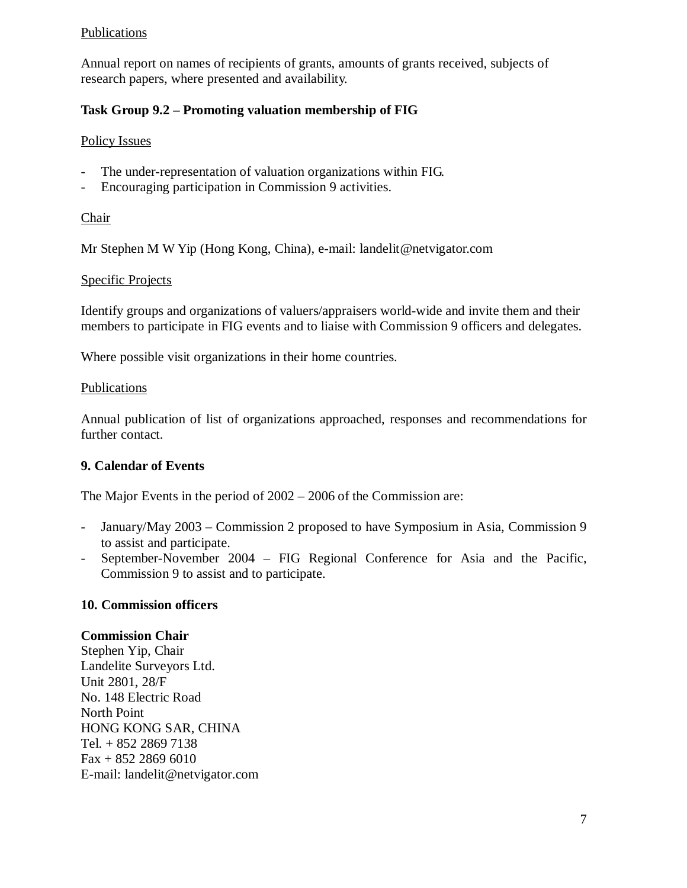Publications

Annual report on names of recipients of grants, amounts of grants received, subjects of research papers, where presented and availability.

**Task Group 9.2 – Promoting valuation membership of FIG**

Policy Issues

- The under-representation of valuation organizations within FIG.
- Encouraging participation in Commission 9 activities.

Chair

Mr Stephen M W Yip (Hong Kong, China), e-mail: landelit@netvigator.com

Specific Projects

Identify groups and organizations of valuers/appraisers world-wide and invite them and their members to participate in FIG events and to liaise with Commission 9 officers and delegates.

Where possible visit organizations in their home countries.

Publications

Annual publication of list of organizations approached, responses and recommendations for further contact.

## 9. Calendar of Events

The Major Events in the period of 2002 – 2006 of the Commission are:

- January/May 2003 – Commission 2 proposed to have Symposium in Asia, Commission 9 to assist and participate.
- September-November 2004 – FIG Regional Conference for Asia and the Pacific, Commission 9 to assist and to participate.

## 10. Commission officers

**Commission Chair**
Stephen Yip, Chair
Landelite Surveyors Ltd.
Unit 2801, 28/F
No. 148 Electric Road
North Point
HONG KONG SAR, CHINA
Tel. + 852 2869 7138
Fax + 852 2869 6010
E-mail: landelit@netvigator.com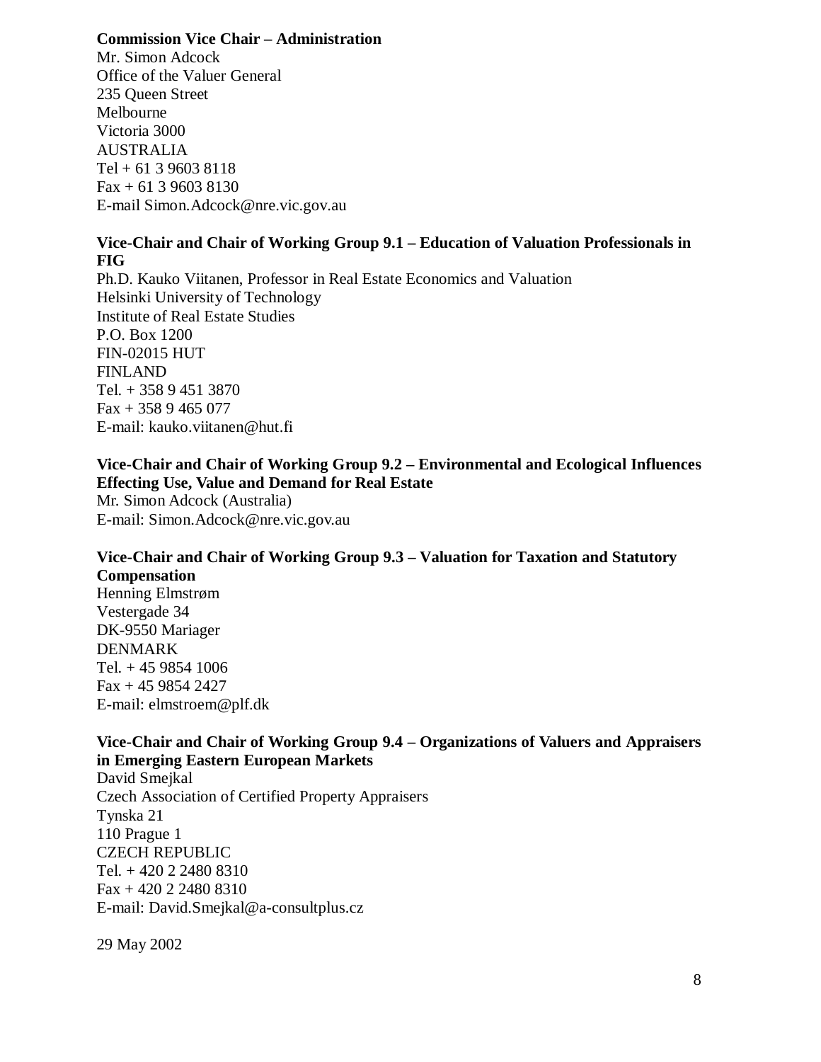**Commission Vice Chair – Administration**
Mr. Simon Adcock
Office of the Valuer General
235 Queen Street
Melbourne
Victoria 3000
AUSTRALIA
Tel + 61 3 9603 8118
Fax + 61 3 9603 8130
E-mail Simon.Adcock@nre.vic.gov.au

**Vice-Chair and Chair of Working Group 9.1 – Education of Valuation Professionals in FIG**
Ph.D. Kauko Viitanen, Professor in Real Estate Economics and Valuation
Helsinki University of Technology
Institute of Real Estate Studies
P.O. Box 1200
FIN-02015 HUT
FINLAND
Tel. + 358 9 451 3870
Fax + 358 9 465 077
E-mail: kauko.viitanen@hut.fi

**Vice-Chair and Chair of Working Group 9.2 – Environmental and Ecological Influences Effecting Use, Value and Demand for Real Estate**
Mr. Simon Adcock (Australia)
E-mail: Simon.Adcock@nre.vic.gov.au

**Vice-Chair and Chair of Working Group 9.3 – Valuation for Taxation and Statutory Compensation**
Henning Elmstrøm
Vestergade 34
DK-9550 Mariager
DENMARK
Tel. + 45 9854 1006
Fax + 45 9854 2427
E-mail: elmstroem@plf.dk

**Vice-Chair and Chair of Working Group 9.4 – Organizations of Valuers and Appraisers in Emerging Eastern European Markets**
David Smejkal
Czech Association of Certified Property Appraisers
Tynska 21
110 Prague 1
CZECH REPUBLIC
Tel. + 420 2 2480 8310
Fax + 420 2 2480 8310
E-mail: David.Smejkal@a-consultplus.cz

29 May 2002